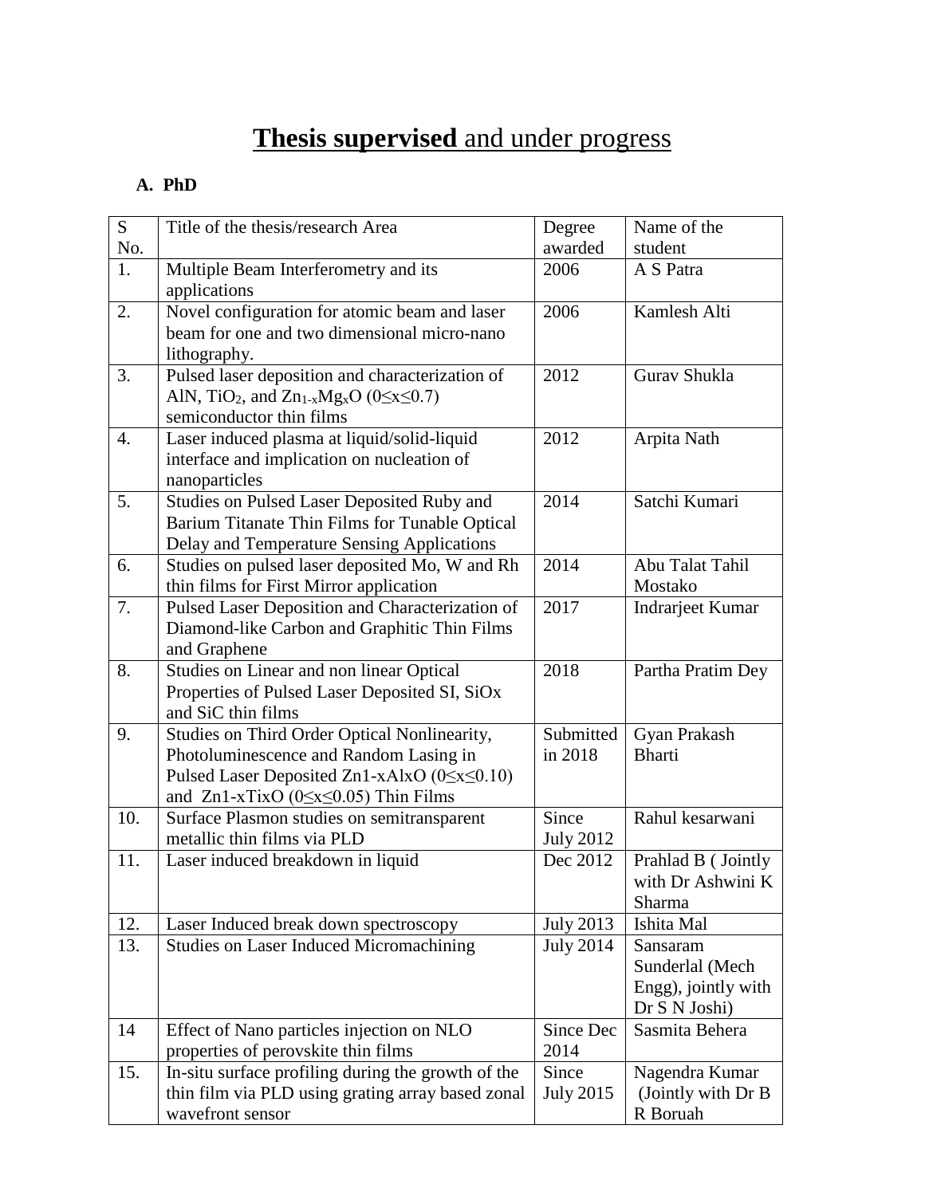# **Thesis supervised** and under progress

**A. PhD**

| S No. | Title of the thesis/research Area | Degree awarded | Name of the student |
|---|---|---|---|
| 1. | Multiple Beam Interferometry and its applications | 2006 | A S Patra |
| 2. | Novel configuration for atomic beam and laser beam for one and two dimensional micro-nano lithography. | 2006 | Kamlesh Alti |
| 3. | Pulsed laser deposition and characterization of AlN, $TiO_2$, and $Zn_{1-x}Mg_xO$ ($0 \leq x \leq 0.7$) semiconductor thin films | 2012 | Gurav Shukla |
| 4. | Laser induced plasma at liquid/solid-liquid interface and implication on nucleation of nanoparticles | 2012 | Arpita Nath |
| 5. | Studies on Pulsed Laser Deposited Ruby and Barium Titanate Thin Films for Tunable Optical Delay and Temperature Sensing Applications | 2014 | Satchi Kumari |
| 6. | Studies on pulsed laser deposited Mo, W and Rh thin films for First Mirror application | 2014 | Abu Talat Tahil Mostako |
| 7. | Pulsed Laser Deposition and Characterization of Diamond-like Carbon and Graphitic Thin Films and Graphene | 2017 | Indrarjeet Kumar |
| 8. | Studies on Linear and non linear Optical Properties of Pulsed Laser Deposited SI, SiOx and SiC thin films | 2018 | Partha Pratim Dey |
| 9. | Studies on Third Order Optical Nonlinearity, Photoluminescence and Random Lasing in Pulsed Laser Deposited Zn1-xAlxO ($0 \leq x \leq 0.10$) and Zn1-xTixO ($0 \leq x \leq 0.05$) Thin Films | Submitted in 2018 | Gyan Prakash Bharti |
| 10. | Surface Plasmon studies on semitransparent metallic thin films via PLD | Since July 2012 | Rahul kesarwani |
| 11. | Laser induced breakdown in liquid | Dec 2012 | Prahlad B ( Jointly with Dr Ashwini K Sharma |
| 12. | Laser Induced break down spectroscopy | July 2013 | Ishita Mal |
| 13. | Studies on Laser Induced Micromachining | July 2014 | Sansaram Sunderlal (Mech Engg), jointly with Dr S N Joshi) |
| 14 | Effect of Nano particles injection on NLO properties of perovskite thin films | Since Dec 2014 | Sasmita Behera |
| 15. | In-situ surface profiling during the growth of the thin film via PLD using grating array based zonal wavefront sensor | Since July 2015 | Nagendra Kumar (Jointly with Dr B R Boruah |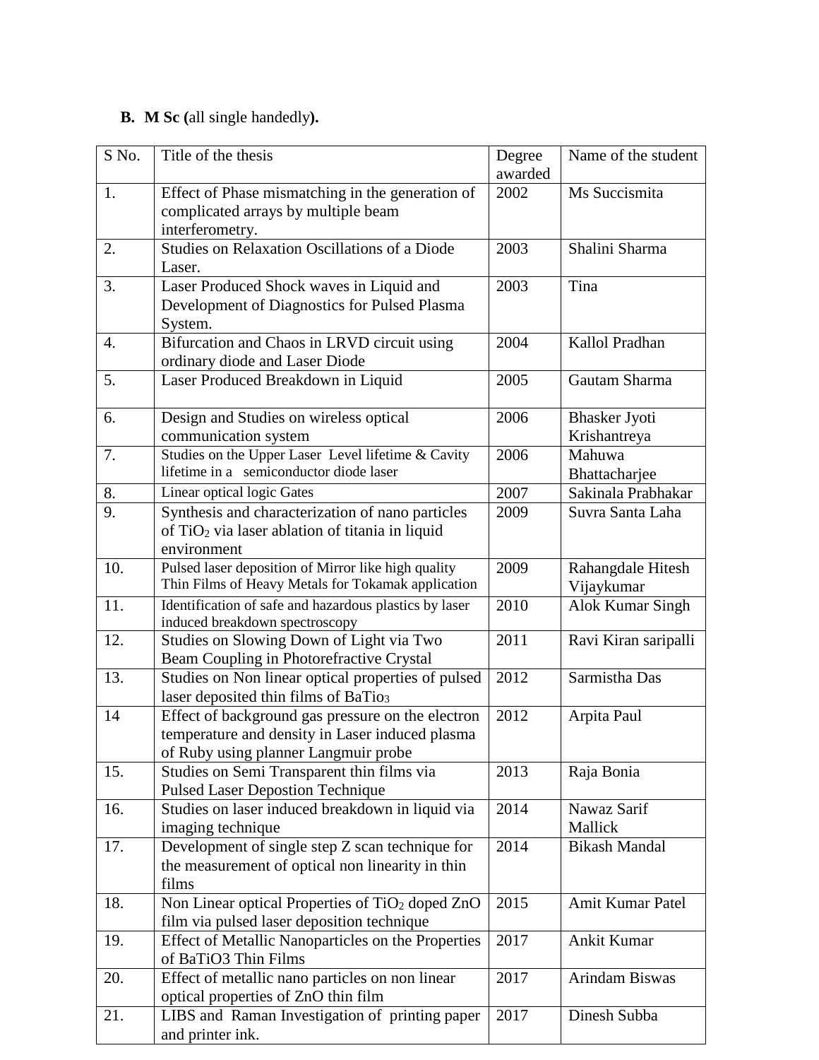**B. M Sc (**all single handedly**).**

| S No. | Title of the thesis | Degree awarded | Name of the student |
|---|---|---|---|
| 1. | Effect of Phase mismatching in the generation of complicated arrays by multiple beam interferometry. | 2002 | Ms Succismita |
| 2. | Studies on Relaxation Oscillations of a Diode Laser. | 2003 | Shalini Sharma |
| 3. | Laser Produced Shock waves in Liquid and Development of Diagnostics for Pulsed Plasma System. | 2003 | Tina |
| 4. | Bifurcation and Chaos in LRVD circuit using ordinary diode and Laser Diode | 2004 | Kallol Pradhan |
| 5. | Laser Produced Breakdown in Liquid | 2005 | Gautam Sharma |
| 6. | Design and Studies on wireless optical communication system | 2006 | Bhasker Jyoti Krishantreya |
| 7. | Studies on the Upper Laser Level lifetime & Cavity lifetime in a semiconductor diode laser | 2006 | Mahuwa Bhattacharjee |
| 8. | Linear optical logic Gates | 2007 | Sakinala Prabhakar |
| 9. | Synthesis and characterization of nano particles of $TiO_2$ via laser ablation of titania in liquid environment | 2009 | Suvra Santa Laha |
| 10. | Pulsed laser deposition of Mirror like high quality Thin Films of Heavy Metals for Tokamak application | 2009 | Rahangdale Hitesh Vijaykumar |
| 11. | Identification of safe and hazardous plastics by laser induced breakdown spectroscopy | 2010 | Alok Kumar Singh |
| 12. | Studies on Slowing Down of Light via Two Beam Coupling in Photorefractive Crystal | 2011 | Ravi Kiran saripalli |
| 13. | Studies on Non linear optical properties of pulsed laser deposited thin films of $BaTio_3$ | 2012 | Sarmistha Das |
| 14 | Effect of background gas pressure on the electron temperature and density in Laser induced plasma of Ruby using planner Langmuir probe | 2012 | Arpita Paul |
| 15. | Studies on Semi Transparent thin films via Pulsed Laser Depostion Technique | 2013 | Raja Bonia |
| 16. | Studies on laser induced breakdown in liquid via imaging technique | 2014 | Nawaz Sarif Mallick |
| 17. | Development of single step Z scan technique for the measurement of optical non linearity in thin films | 2014 | Bikash Mandal |
| 18. | Non Linear optical Properties of $TiO_2$ doped ZnO film via pulsed laser deposition technique | 2015 | Amit Kumar Patel |
| 19. | Effect of Metallic Nanoparticles on the Properties of BaTiO3 Thin Films | 2017 | Ankit Kumar |
| 20. | Effect of metallic nano particles on non linear optical properties of ZnO thin film | 2017 | Arindam Biswas |
| 21. | LIBS and Raman Investigation of printing paper and printer ink. | 2017 | Dinesh Subba |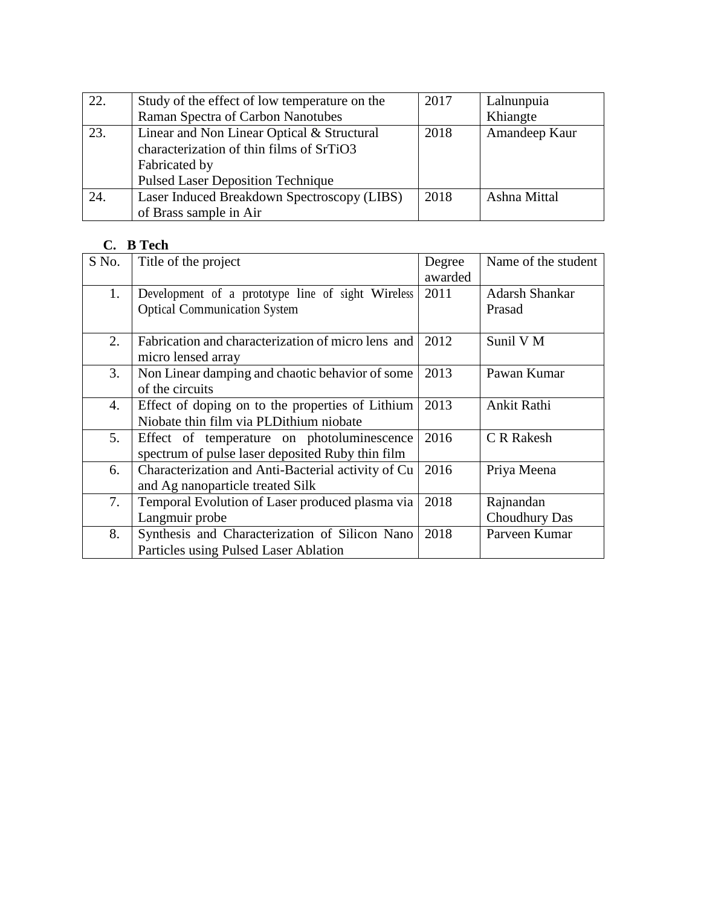| | | | |
|---|---|---|---|
| 22. | Study of the effect of low temperature on the Raman Spectra of Carbon Nanotubes | 2017 | Lalnunpuia Khiangte |
| 23. | Linear and Non Linear Optical & Structural characterization of thin films of $SrTiO_3$ Fabricated by Pulsed Laser Deposition Technique | 2018 | Amandeep Kaur |
| 24. | Laser Induced Breakdown Spectroscopy (LIBS) of Brass sample in Air | 2018 | Ashna Mittal |

**C. B Tech**

| S No. | Title of the project | Degree awarded | Name of the student |
|---|---|---|---|
| 1. | Development of a prototype line of sight Wireless Optical Communication System | 2011 | Adarsh Shankar Prasad |
| 2. | Fabrication and characterization of micro lens and micro lensed array | 2012 | Sunil V M |
| 3. | Non Linear damping and chaotic behavior of some of the circuits | 2013 | Pawan Kumar |
| 4. | Effect of doping on to the properties of Lithium Niobate thin film via PLDithium niobate | 2013 | Ankit Rathi |
| 5. | Effect of temperature on photoluminescence spectrum of pulse laser deposited Ruby thin film | 2016 | C R Rakesh |
| 6. | Characterization and Anti-Bacterial activity of Cu and Ag nanoparticle treated Silk | 2016 | Priya Meena |
| 7. | Temporal Evolution of Laser produced plasma via Langmuir probe | 2018 | Rajnandan Choudhury Das |
| 8. | Synthesis and Characterization of Silicon Nano Particles using Pulsed Laser Ablation | 2018 | Parveen Kumar |